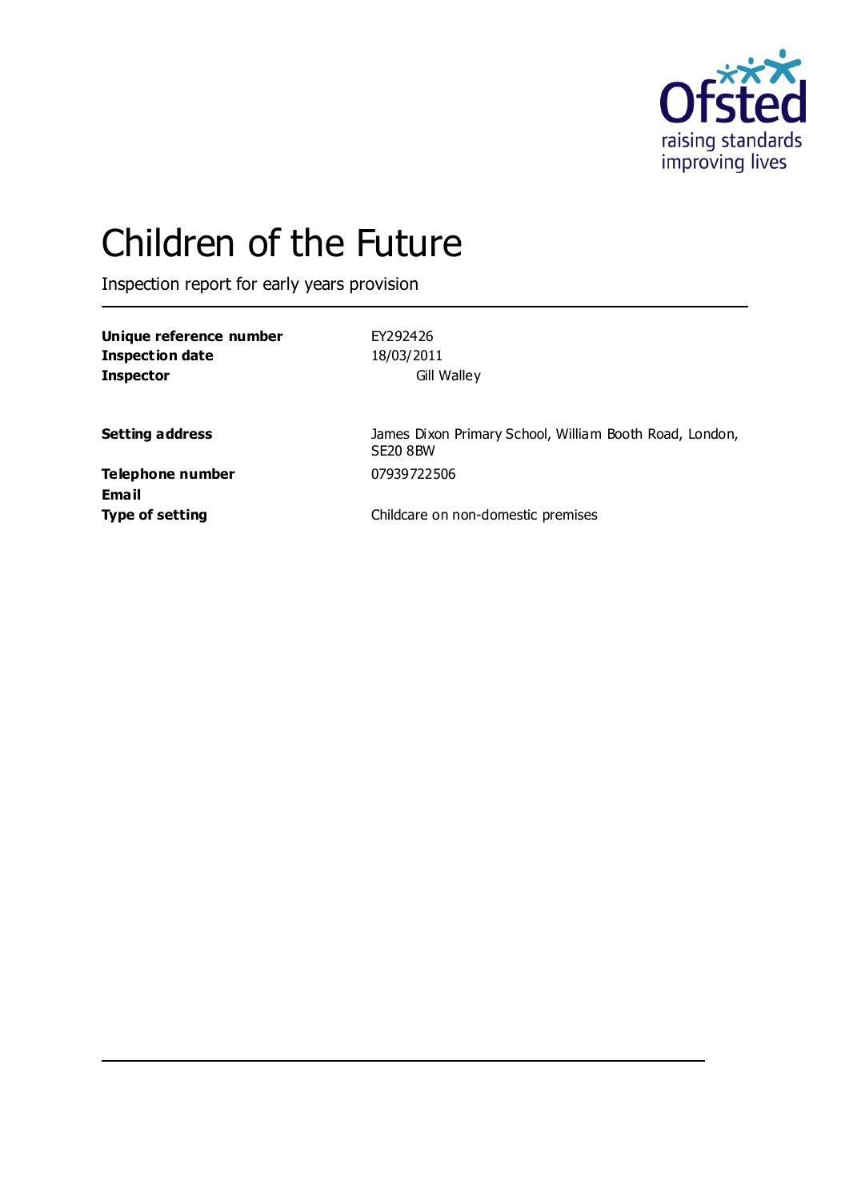Ofsted
raising standards
improving lives

# Children of the Future

Inspection report for early years provision

| | |
|---|---|
| **Unique reference number** | EY292426 |
| **Inspection date** | 18/03/2011 |
| **Inspector** | Gill Walley |

| | |
|---|---|
| **Setting address** | James Dixon Primary School, William Booth Road, London, SE20 8BW |
| **Telephone number** | 07939722506 |
| **Email** | |
| **Type of setting** | Childcare on non-domestic premises |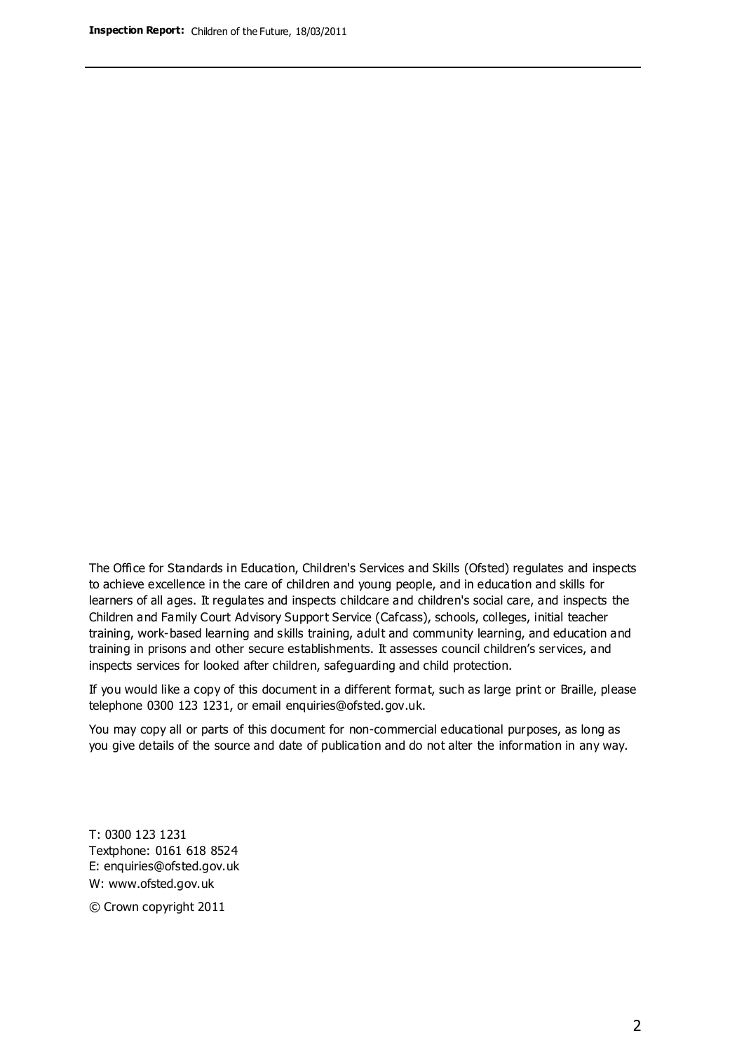The Office for Standards in Education, Children's Services and Skills (Ofsted) regulates and inspects to achieve excellence in the care of children and young people, and in education and skills for learners of all ages. It regulates and inspects childcare and children's social care, and inspects the Children and Family Court Advisory Support Service (Cafcass), schools, colleges, initial teacher training, work-based learning and skills training, adult and community learning, and education and training in prisons and other secure establishments. It assesses council children's services, and inspects services for looked after children, safeguarding and child protection.

If you would like a copy of this document in a different format, such as large print or Braille, please telephone 0300 123 1231, or email enquiries@ofsted.gov.uk.

You may copy all or parts of this document for non-commercial educational purposes, as long as you give details of the source and date of publication and do not alter the information in any way.

T: 0300 123 1231
Textphone: 0161 618 8524
E: enquiries@ofsted.gov.uk
W: www.ofsted.gov.uk

© Crown copyright 2011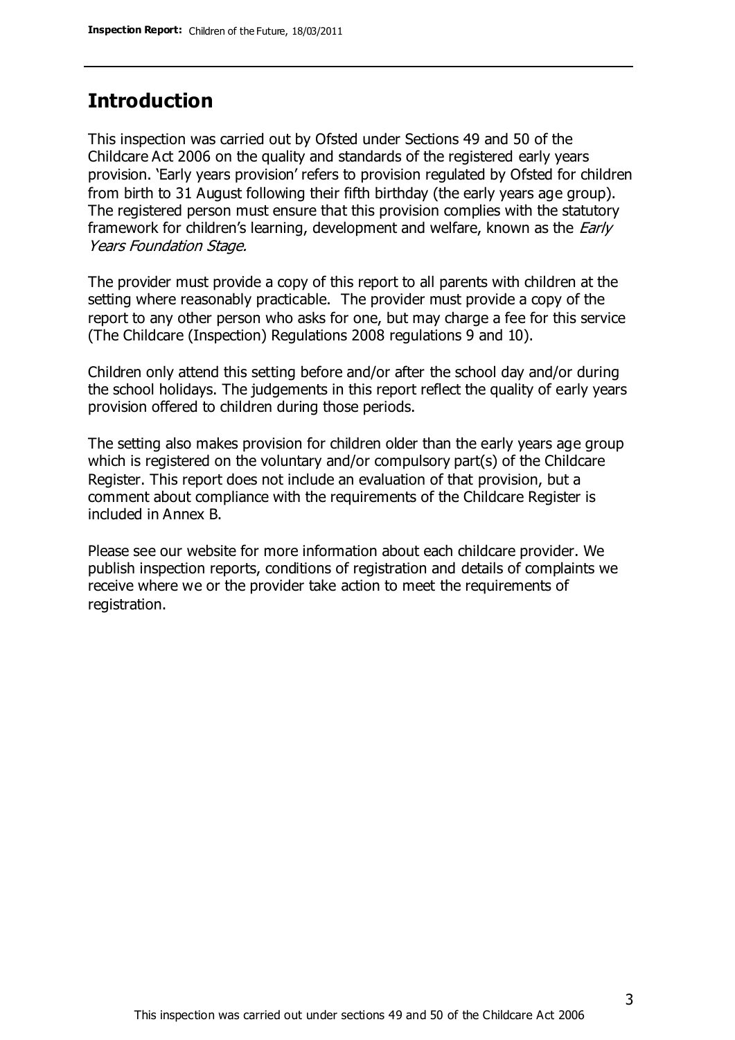## Introduction

This inspection was carried out by Ofsted under Sections 49 and 50 of the Childcare Act 2006 on the quality and standards of the registered early years provision. 'Early years provision' refers to provision regulated by Ofsted for children from birth to 31 August following their fifth birthday (the early years age group). The registered person must ensure that this provision complies with the statutory framework for children's learning, development and welfare, known as the *Early Years Foundation Stage.*

The provider must provide a copy of this report to all parents with children at the setting where reasonably practicable. The provider must provide a copy of the report to any other person who asks for one, but may charge a fee for this service (The Childcare (Inspection) Regulations 2008 regulations 9 and 10).

Children only attend this setting before and/or after the school day and/or during the school holidays. The judgements in this report reflect the quality of early years provision offered to children during those periods.

The setting also makes provision for children older than the early years age group which is registered on the voluntary and/or compulsory part(s) of the Childcare Register. This report does not include an evaluation of that provision, but a comment about compliance with the requirements of the Childcare Register is included in Annex B.

Please see our website for more information about each childcare provider. We publish inspection reports, conditions of registration and details of complaints we receive where we or the provider take action to meet the requirements of registration.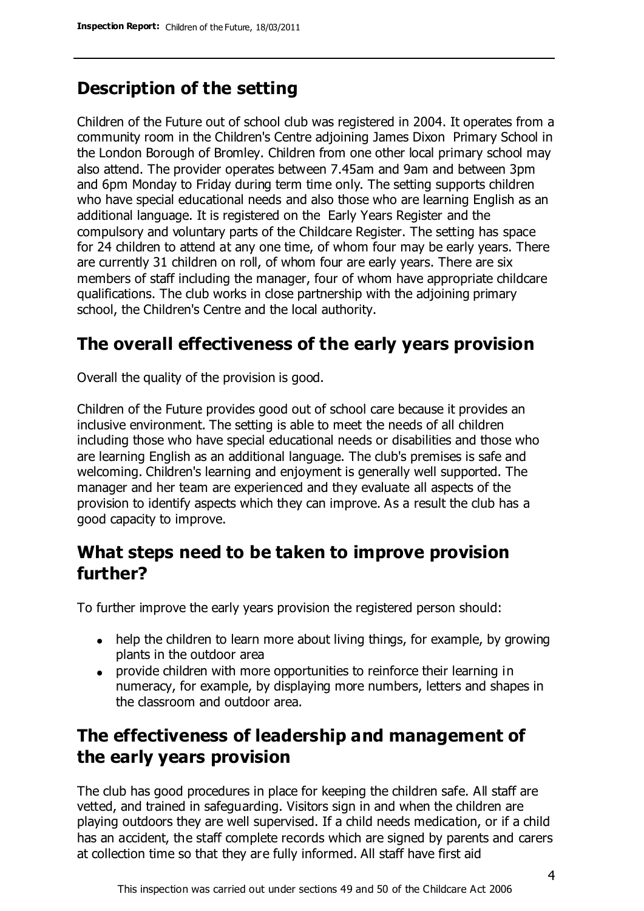## Description of the setting

Children of the Future out of school club was registered in 2004. It operates from a community room in the Children's Centre adjoining James Dixon Primary School in the London Borough of Bromley. Children from one other local primary school may also attend. The provider operates between 7.45am and 9am and between 3pm and 6pm Monday to Friday during term time only. The setting supports children who have special educational needs and also those who are learning English as an additional language. It is registered on the Early Years Register and the compulsory and voluntary parts of the Childcare Register. The setting has space for 24 children to attend at any one time, of whom four may be early years. There are currently 31 children on roll, of whom four are early years. There are six members of staff including the manager, four of whom have appropriate childcare qualifications. The club works in close partnership with the adjoining primary school, the Children's Centre and the local authority.

## The overall effectiveness of the early years provision

Overall the quality of the provision is good.

Children of the Future provides good out of school care because it provides an inclusive environment. The setting is able to meet the needs of all children including those who have special educational needs or disabilities and those who are learning English as an additional language. The club's premises is safe and welcoming. Children's learning and enjoyment is generally well supported. The manager and her team are experienced and they evaluate all aspects of the provision to identify aspects which they can improve. As a result the club has a good capacity to improve.

## What steps need to be taken to improve provision further?

To further improve the early years provision the registered person should:

- help the children to learn more about living things, for example, by growing plants in the outdoor area
- provide children with more opportunities to reinforce their learning in numeracy, for example, by displaying more numbers, letters and shapes in the classroom and outdoor area.

## The effectiveness of leadership and management of the early years provision

The club has good procedures in place for keeping the children safe. All staff are vetted, and trained in safeguarding. Visitors sign in and when the children are playing outdoors they are well supervised. If a child needs medication, or if a child has an accident, the staff complete records which are signed by parents and carers at collection time so that they are fully informed. All staff have first aid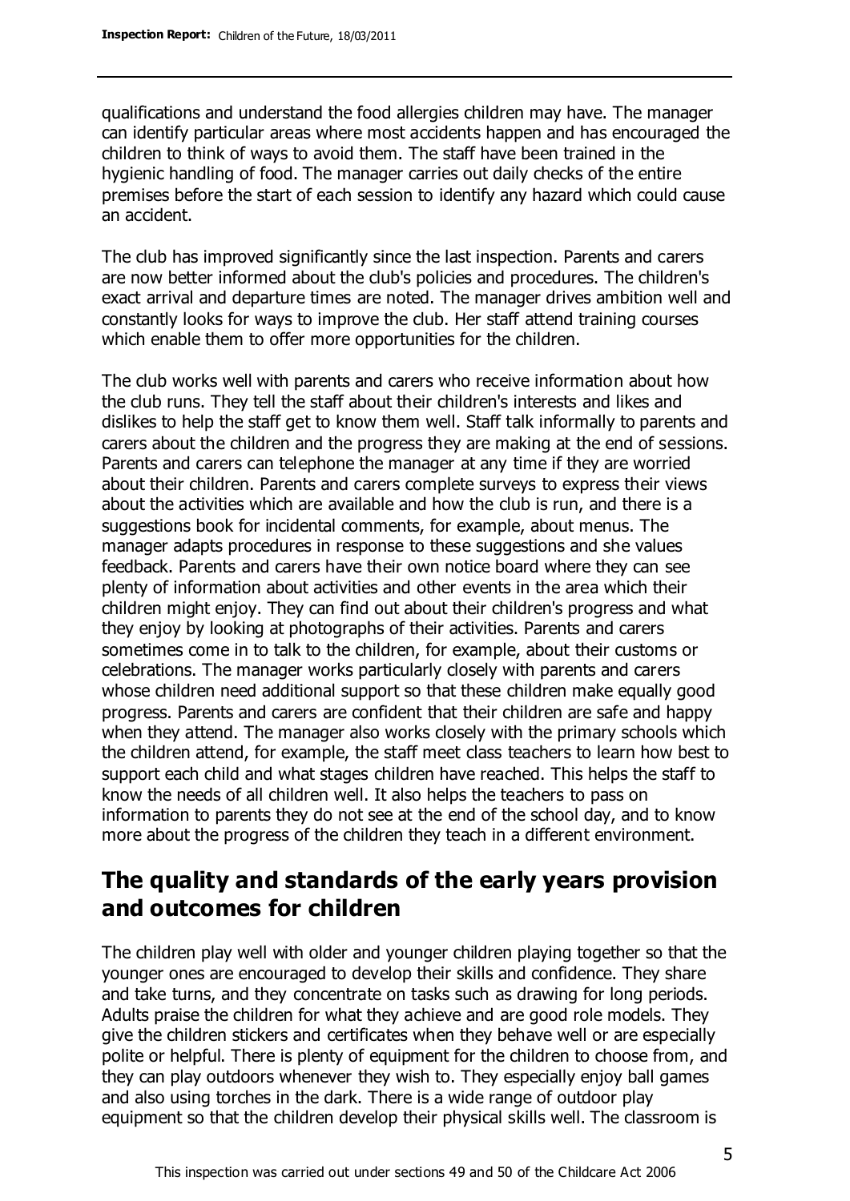qualifications and understand the food allergies children may have. The manager can identify particular areas where most accidents happen and has encouraged the children to think of ways to avoid them. The staff have been trained in the hygienic handling of food. The manager carries out daily checks of the entire premises before the start of each session to identify any hazard which could cause an accident.

The club has improved significantly since the last inspection. Parents and carers are now better informed about the club's policies and procedures. The children's exact arrival and departure times are noted. The manager drives ambition well and constantly looks for ways to improve the club. Her staff attend training courses which enable them to offer more opportunities for the children.

The club works well with parents and carers who receive information about how the club runs. They tell the staff about their children's interests and likes and dislikes to help the staff get to know them well. Staff talk informally to parents and carers about the children and the progress they are making at the end of sessions. Parents and carers can telephone the manager at any time if they are worried about their children. Parents and carers complete surveys to express their views about the activities which are available and how the club is run, and there is a suggestions book for incidental comments, for example, about menus. The manager adapts procedures in response to these suggestions and she values feedback. Parents and carers have their own notice board where they can see plenty of information about activities and other events in the area which their children might enjoy. They can find out about their children's progress and what they enjoy by looking at photographs of their activities. Parents and carers sometimes come in to talk to the children, for example, about their customs or celebrations. The manager works particularly closely with parents and carers whose children need additional support so that these children make equally good progress. Parents and carers are confident that their children are safe and happy when they attend. The manager also works closely with the primary schools which the children attend, for example, the staff meet class teachers to learn how best to support each child and what stages children have reached. This helps the staff to know the needs of all children well. It also helps the teachers to pass on information to parents they do not see at the end of the school day, and to know more about the progress of the children they teach in a different environment.

## The quality and standards of the early years provision and outcomes for children

The children play well with older and younger children playing together so that the younger ones are encouraged to develop their skills and confidence. They share and take turns, and they concentrate on tasks such as drawing for long periods. Adults praise the children for what they achieve and are good role models. They give the children stickers and certificates when they behave well or are especially polite or helpful. There is plenty of equipment for the children to choose from, and they can play outdoors whenever they wish to. They especially enjoy ball games and also using torches in the dark. There is a wide range of outdoor play equipment so that the children develop their physical skills well. The classroom is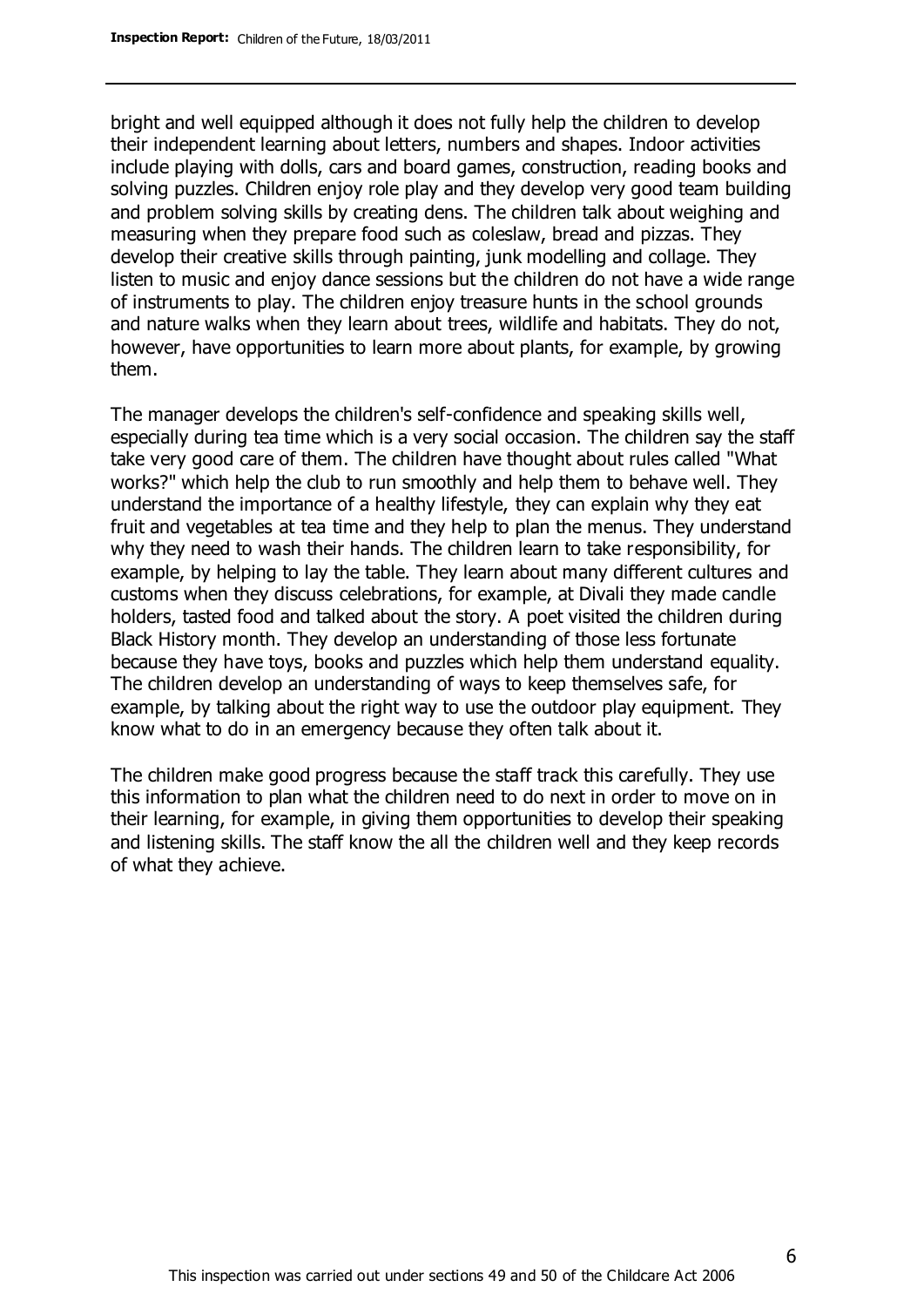bright and well equipped although it does not fully help the children to develop their independent learning about letters, numbers and shapes. Indoor activities include playing with dolls, cars and board games, construction, reading books and solving puzzles. Children enjoy role play and they develop very good team building and problem solving skills by creating dens. The children talk about weighing and measuring when they prepare food such as coleslaw, bread and pizzas. They develop their creative skills through painting, junk modelling and collage. They listen to music and enjoy dance sessions but the children do not have a wide range of instruments to play. The children enjoy treasure hunts in the school grounds and nature walks when they learn about trees, wildlife and habitats. They do not, however, have opportunities to learn more about plants, for example, by growing them.

The manager develops the children's self-confidence and speaking skills well, especially during tea time which is a very social occasion. The children say the staff take very good care of them. The children have thought about rules called "What works?" which help the club to run smoothly and help them to behave well. They understand the importance of a healthy lifestyle, they can explain why they eat fruit and vegetables at tea time and they help to plan the menus. They understand why they need to wash their hands. The children learn to take responsibility, for example, by helping to lay the table. They learn about many different cultures and customs when they discuss celebrations, for example, at Divali they made candle holders, tasted food and talked about the story. A poet visited the children during Black History month. They develop an understanding of those less fortunate because they have toys, books and puzzles which help them understand equality. The children develop an understanding of ways to keep themselves safe, for example, by talking about the right way to use the outdoor play equipment. They know what to do in an emergency because they often talk about it.

The children make good progress because the staff track this carefully. They use this information to plan what the children need to do next in order to move on in their learning, for example, in giving them opportunities to develop their speaking and listening skills. The staff know the all the children well and they keep records of what they achieve.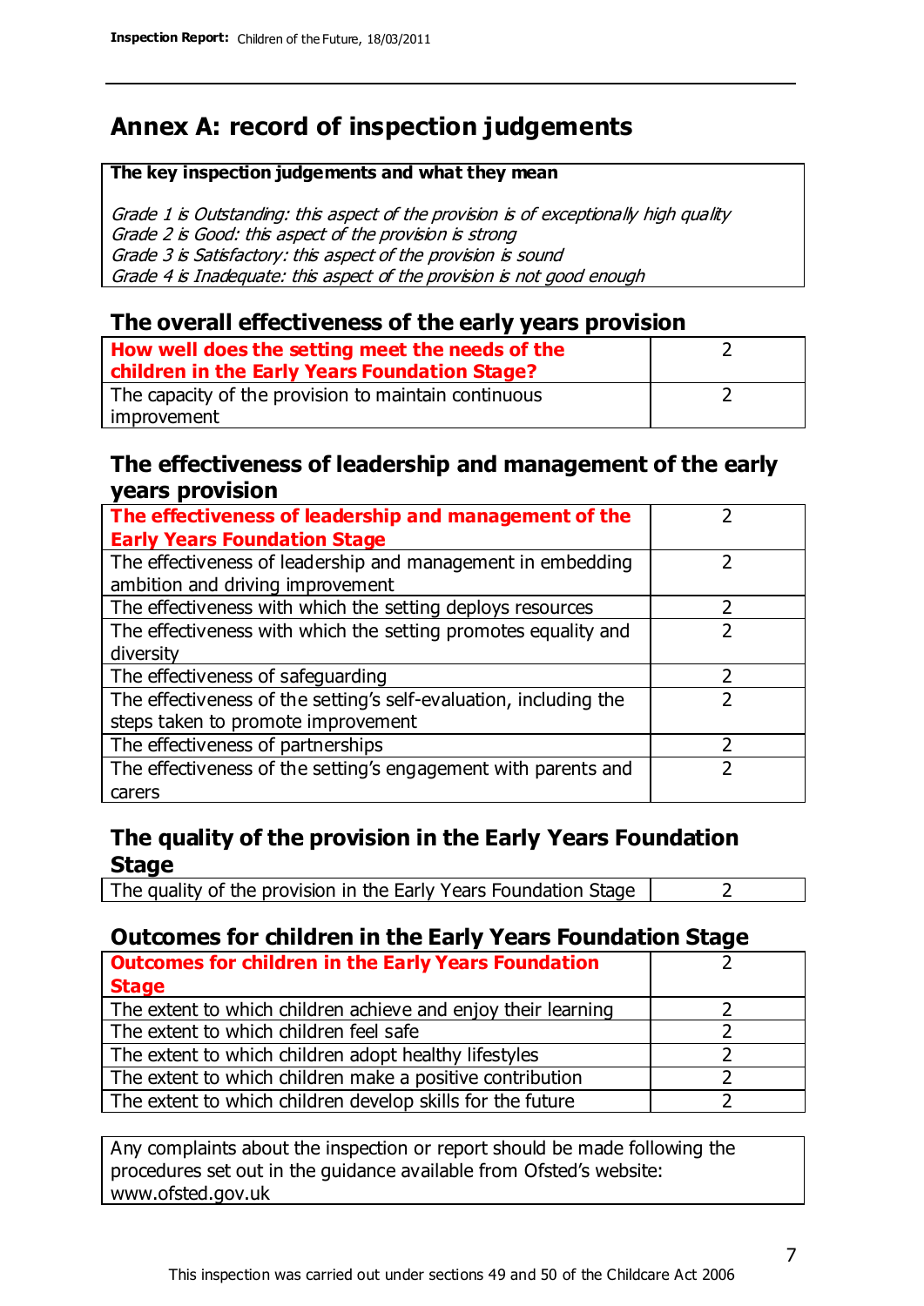# Annex A: record of inspection judgements

**The key inspection judgements and what they mean**

*Grade 1 is Outstanding: this aspect of the provision is of exceptionally high quality*
*Grade 2 is Good: this aspect of the provision is strong*
*Grade 3 is Satisfactory: this aspect of the provision is sound*
*Grade 4 is Inadequate: this aspect of the provision is not good enough*

## The overall effectiveness of the early years provision

| | |
|---|---|
| **How well does the setting meet the needs of the children in the Early Years Foundation Stage?** | 2 |
| The capacity of the provision to maintain continuous improvement | 2 |

## The effectiveness of leadership and management of the early years provision

| | |
|---|---|
| **The effectiveness of leadership and management of the Early Years Foundation Stage** | 2 |
| The effectiveness of leadership and management in embedding ambition and driving improvement | 2 |
| The effectiveness with which the setting deploys resources | 2 |
| The effectiveness with which the setting promotes equality and diversity | 2 |
| The effectiveness of safeguarding | 2 |
| The effectiveness of the setting's self-evaluation, including the steps taken to promote improvement | 2 |
| The effectiveness of partnerships | 2 |
| The effectiveness of the setting's engagement with parents and carers | 2 |

## The quality of the provision in the Early Years Foundation Stage

| | |
|---|---|
| The quality of the provision in the Early Years Foundation Stage | 2 |

## Outcomes for children in the Early Years Foundation Stage

| | |
|---|---|
| **Outcomes for children in the Early Years Foundation Stage** | 2 |
| The extent to which children achieve and enjoy their learning | 2 |
| The extent to which children feel safe | 2 |
| The extent to which children adopt healthy lifestyles | 2 |
| The extent to which children make a positive contribution | 2 |
| The extent to which children develop skills for the future | 2 |

Any complaints about the inspection or report should be made following the procedures set out in the guidance available from Ofsted's website: www.ofsted.gov.uk

This inspection was carried out under sections 49 and 50 of the Childcare Act 2006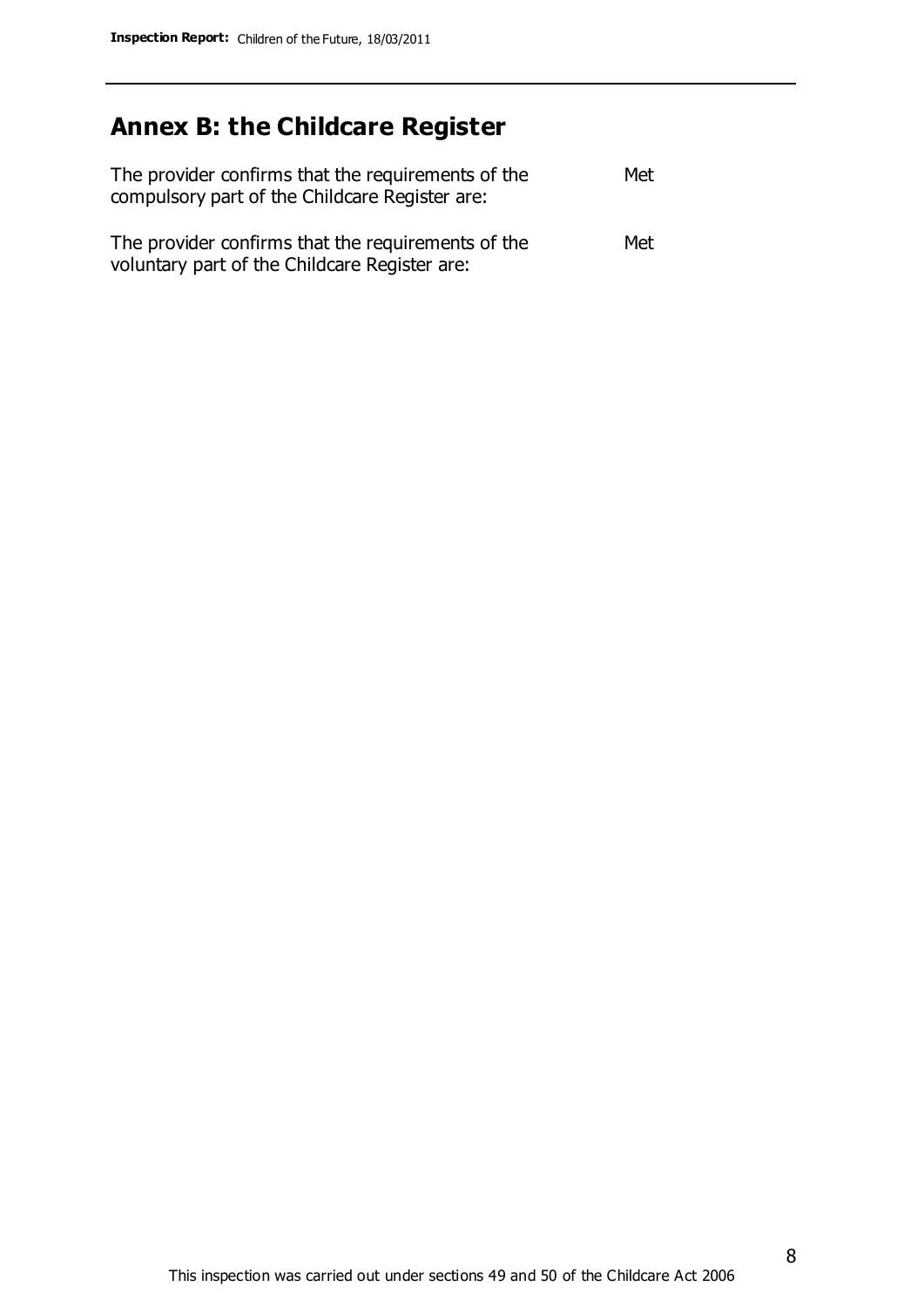## Annex B: the Childcare Register

| | |
|---|---|
| The provider confirms that the requirements of the compulsory part of the Childcare Register are: | Met |
| The provider confirms that the requirements of the voluntary part of the Childcare Register are: | Met |

This inspection was carried out under sections 49 and 50 of the Childcare Act 2006